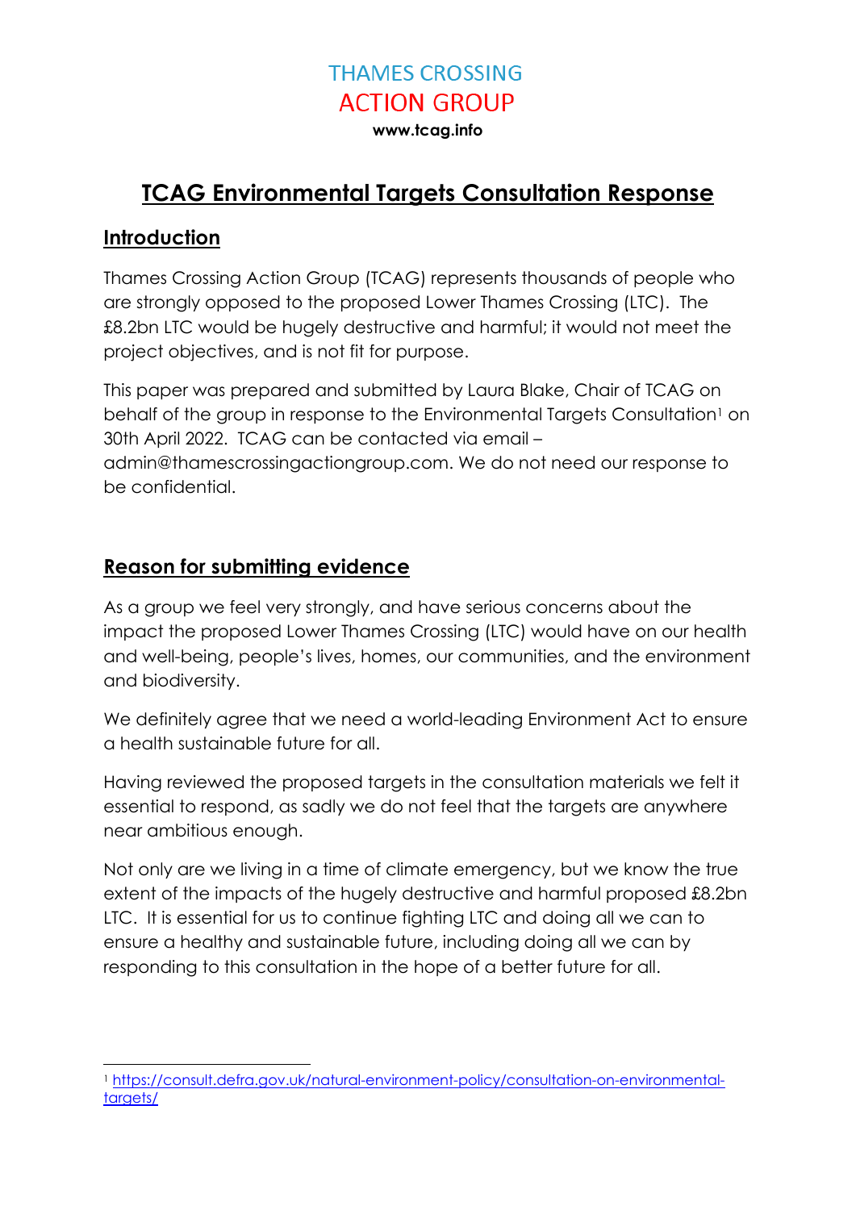THAMES CROSSING
ACTION GROUP
**www.tcag.info**

# TCAG Environmental Targets Consultation Response

## Introduction

Thames Crossing Action Group (TCAG) represents thousands of people who are strongly opposed to the proposed Lower Thames Crossing (LTC). The £8.2bn LTC would be hugely destructive and harmful; it would not meet the project objectives, and is not fit for purpose.

This paper was prepared and submitted by Laura Blake, Chair of TCAG on behalf of the group in response to the Environmental Targets Consultation[1] on 30th April 2022. TCAG can be contacted via email – admin@thamescrossingactiongroup.com. We do not need our response to be confidential.

## Reason for submitting evidence

As a group we feel very strongly, and have serious concerns about the impact the proposed Lower Thames Crossing (LTC) would have on our health and well-being, people's lives, homes, our communities, and the environment and biodiversity.

We definitely agree that we need a world-leading Environment Act to ensure a health sustainable future for all.

Having reviewed the proposed targets in the consultation materials we felt it essential to respond, as sadly we do not feel that the targets are anywhere near ambitious enough.

Not only are we living in a time of climate emergency, but we know the true extent of the impacts of the hugely destructive and harmful proposed £8.2bn LTC. It is essential for us to continue fighting LTC and doing all we can to ensure a healthy and sustainable future, including doing all we can by responding to this consultation in the hope of a better future for all.

---

[1] https://consult.defra.gov.uk/natural-environment-policy/consultation-on-environmental-targets/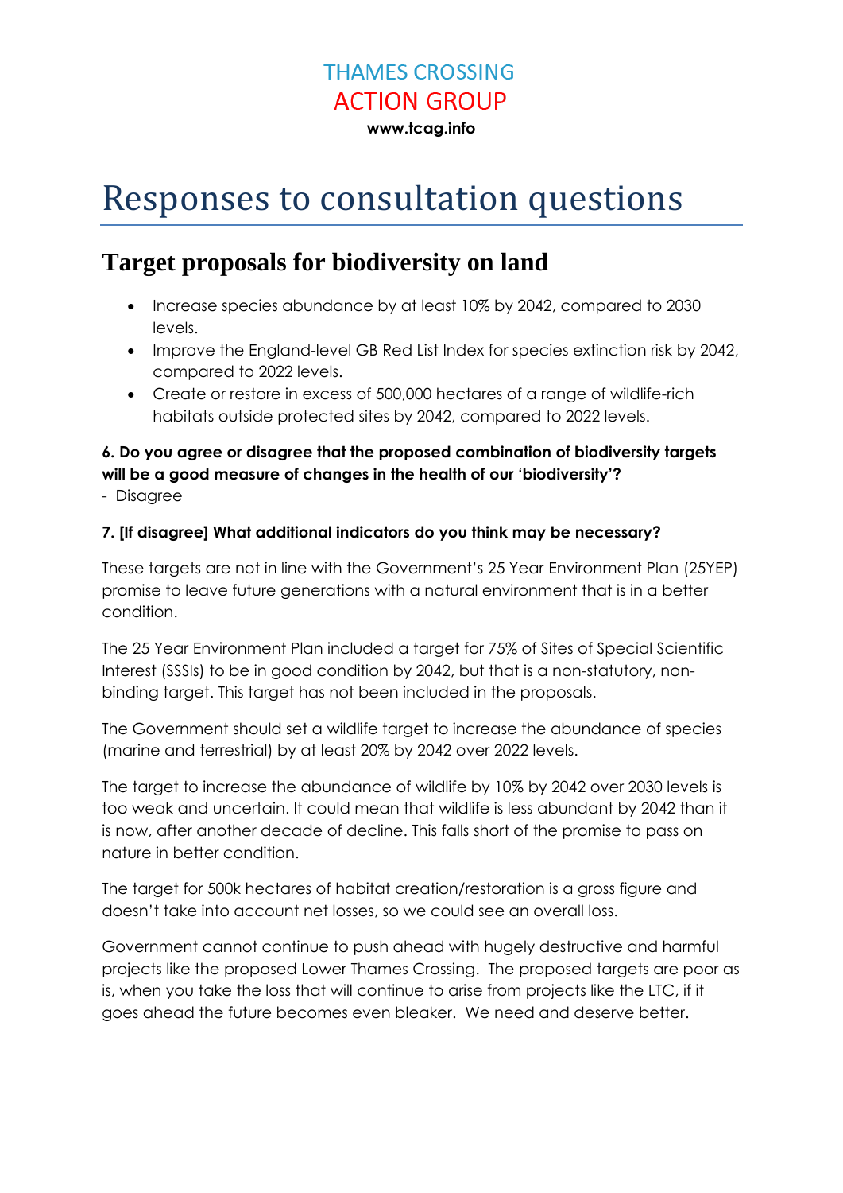THAMES CROSSING
ACTION GROUP
**www.tcag.info**

# Responses to consultation questions

## Target proposals for biodiversity on land

- Increase species abundance by at least 10% by 2042, compared to 2030 levels.
- Improve the England-level GB Red List Index for species extinction risk by 2042, compared to 2022 levels.
- Create or restore in excess of 500,000 hectares of a range of wildlife-rich habitats outside protected sites by 2042, compared to 2022 levels.

**6. Do you agree or disagree that the proposed combination of biodiversity targets will be a good measure of changes in the health of our 'biodiversity'?**

\- Disagree

**7. [If disagree] What additional indicators do you think may be necessary?**

These targets are not in line with the Government's 25 Year Environment Plan (25YEP) promise to leave future generations with a natural environment that is in a better condition.

The 25 Year Environment Plan included a target for 75% of Sites of Special Scientific Interest (SSSIs) to be in good condition by 2042, but that is a non-statutory, non-binding target. This target has not been included in the proposals.

The Government should set a wildlife target to increase the abundance of species (marine and terrestrial) by at least 20% by 2042 over 2022 levels.

The target to increase the abundance of wildlife by 10% by 2042 over 2030 levels is too weak and uncertain. It could mean that wildlife is less abundant by 2042 than it is now, after another decade of decline. This falls short of the promise to pass on nature in better condition.

The target for 500k hectares of habitat creation/restoration is a gross figure and doesn't take into account net losses, so we could see an overall loss.

Government cannot continue to push ahead with hugely destructive and harmful projects like the proposed Lower Thames Crossing. The proposed targets are poor as is, when you take the loss that will continue to arise from projects like the LTC, if it goes ahead the future becomes even bleaker. We need and deserve better.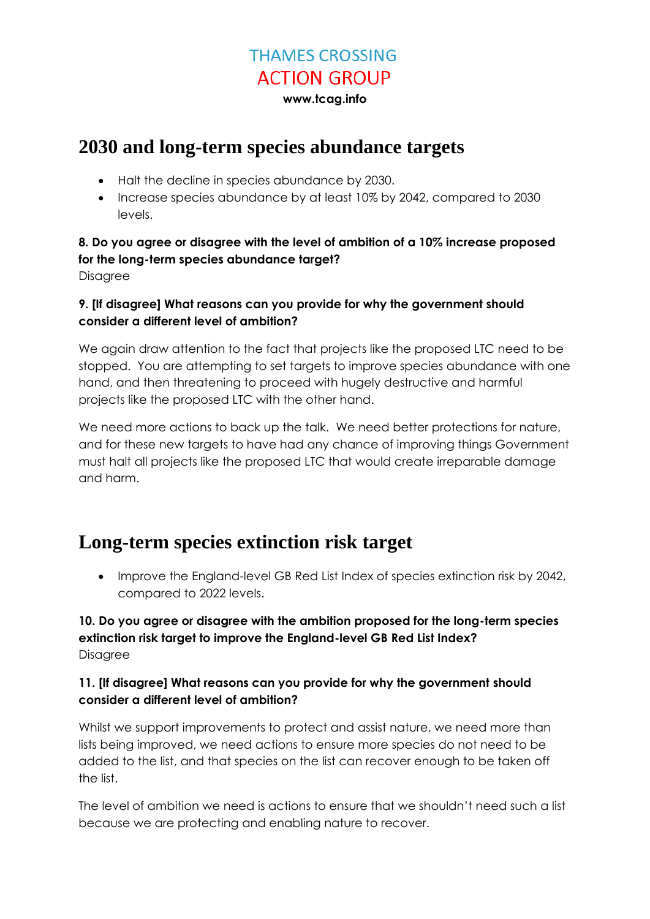THAMES CROSSING
ACTION GROUP
**www.tcag.info**

# 2030 and long-term species abundance targets

- Halt the decline in species abundance by 2030.
- Increase species abundance by at least 10% by 2042, compared to 2030 levels.

**8. Do you agree or disagree with the level of ambition of a 10% increase proposed for the long-term species abundance target?**
Disagree

**9. [If disagree] What reasons can you provide for why the government should consider a different level of ambition?**

We again draw attention to the fact that projects like the proposed LTC need to be stopped. You are attempting to set targets to improve species abundance with one hand, and then threatening to proceed with hugely destructive and harmful projects like the proposed LTC with the other hand.

We need more actions to back up the talk. We need better protections for nature, and for these new targets to have had any chance of improving things Government must halt all projects like the proposed LTC that would create irreparable damage and harm.

# Long-term species extinction risk target

- Improve the England-level GB Red List Index of species extinction risk by 2042, compared to 2022 levels.

**10. Do you agree or disagree with the ambition proposed for the long-term species extinction risk target to improve the England-level GB Red List Index?**
Disagree

**11. [If disagree] What reasons can you provide for why the government should consider a different level of ambition?**

Whilst we support improvements to protect and assist nature, we need more than lists being improved, we need actions to ensure more species do not need to be added to the list, and that species on the list can recover enough to be taken off the list.

The level of ambition we need is actions to ensure that we shouldn't need such a list because we are protecting and enabling nature to recover.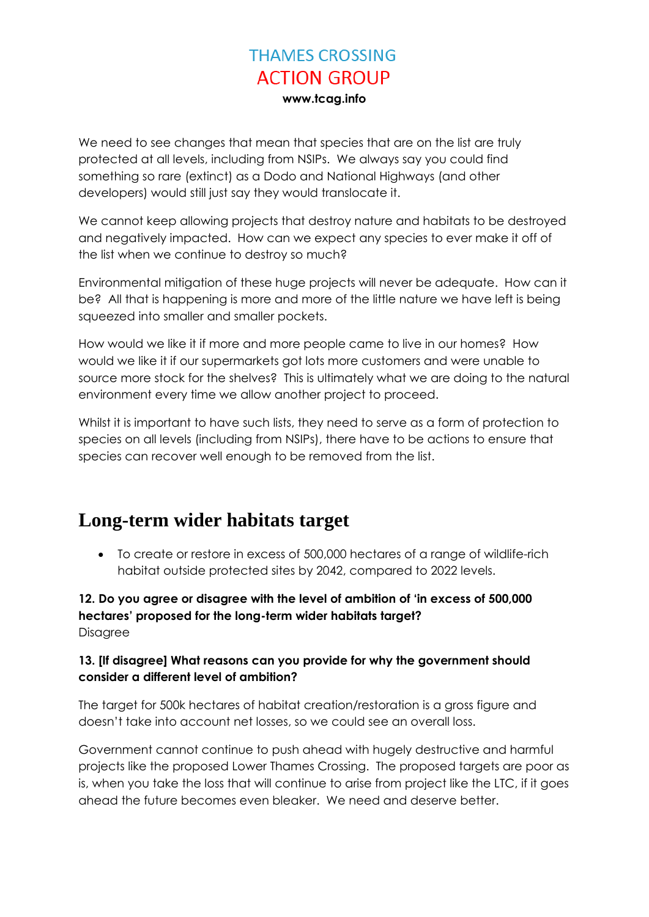We need to see changes that mean that species that are on the list are truly protected at all levels, including from NSIPs. We always say you could find something so rare (extinct) as a Dodo and National Highways (and other developers) would still just say they would translocate it.

We cannot keep allowing projects that destroy nature and habitats to be destroyed and negatively impacted. How can we expect any species to ever make it off of the list when we continue to destroy so much?

Environmental mitigation of these huge projects will never be adequate. How can it be? All that is happening is more and more of the little nature we have left is being squeezed into smaller and smaller pockets.

How would we like it if more and more people came to live in our homes? How would we like it if our supermarkets got lots more customers and were unable to source more stock for the shelves? This is ultimately what we are doing to the natural environment every time we allow another project to proceed.

Whilst it is important to have such lists, they need to serve as a form of protection to species on all levels (including from NSIPs), there have to be actions to ensure that species can recover well enough to be removed from the list.

## Long-term wider habitats target

- To create or restore in excess of 500,000 hectares of a range of wildlife-rich habitat outside protected sites by 2042, compared to 2022 levels.

**12. Do you agree or disagree with the level of ambition of 'in excess of 500,000 hectares' proposed for the long-term wider habitats target?**
Disagree

**13. [If disagree] What reasons can you provide for why the government should consider a different level of ambition?**

The target for 500k hectares of habitat creation/restoration is a gross figure and doesn't take into account net losses, so we could see an overall loss.

Government cannot continue to push ahead with hugely destructive and harmful projects like the proposed Lower Thames Crossing. The proposed targets are poor as is, when you take the loss that will continue to arise from project like the LTC, if it goes ahead the future becomes even bleaker. We need and deserve better.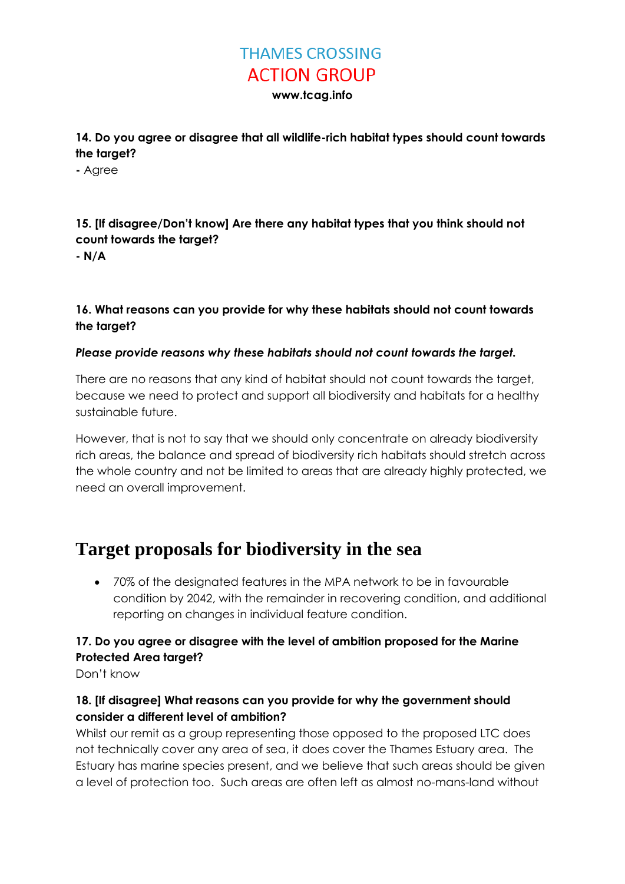**14. Do you agree or disagree that all wildlife-rich habitat types should count towards the target?**

**-** Agree

**15. [If disagree/Don't know] Are there any habitat types that you think should not count towards the target?**

**- N/A**

**16. What reasons can you provide for why these habitats should not count towards the target?**

***Please provide reasons why these habitats should not count towards the target.***

There are no reasons that any kind of habitat should not count towards the target, because we need to protect and support all biodiversity and habitats for a healthy sustainable future.

However, that is not to say that we should only concentrate on already biodiversity rich areas, the balance and spread of biodiversity rich habitats should stretch across the whole country and not be limited to areas that are already highly protected, we need an overall improvement.

# Target proposals for biodiversity in the sea

- 70% of the designated features in the MPA network to be in favourable condition by 2042, with the remainder in recovering condition, and additional reporting on changes in individual feature condition.

**17. Do you agree or disagree with the level of ambition proposed for the Marine Protected Area target?**

Don't know

**18. [If disagree] What reasons can you provide for why the government should consider a different level of ambition?**

Whilst our remit as a group representing those opposed to the proposed LTC does not technically cover any area of sea, it does cover the Thames Estuary area. The Estuary has marine species present, and we believe that such areas should be given a level of protection too. Such areas are often left as almost no-mans-land without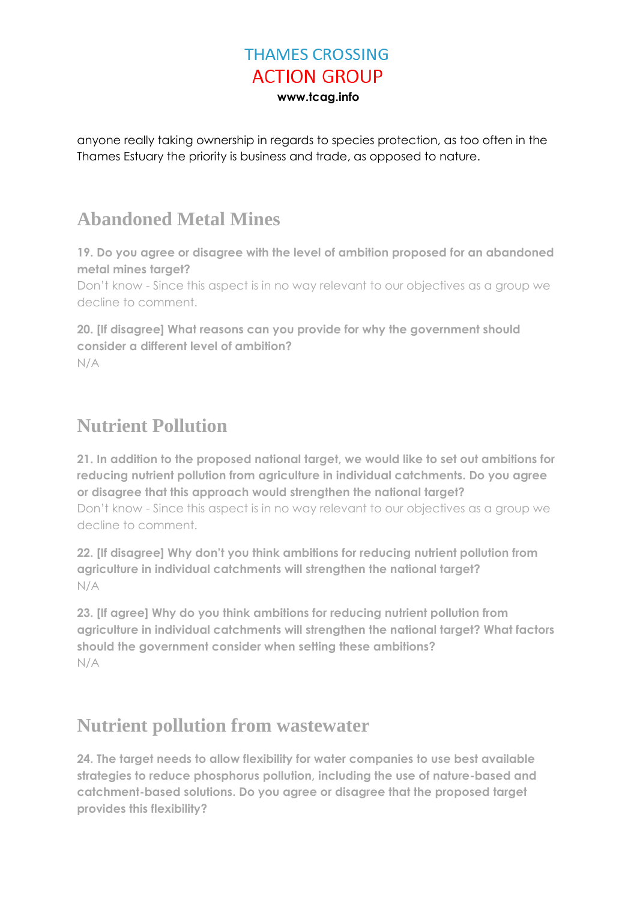anyone really taking ownership in regards to species protection, as too often in the Thames Estuary the priority is business and trade, as opposed to nature.

## Abandoned Metal Mines

**19. Do you agree or disagree with the level of ambition proposed for an abandoned metal mines target?**
Don't know - Since this aspect is in no way relevant to our objectives as a group we decline to comment.

**20. [If disagree] What reasons can you provide for why the government should consider a different level of ambition?**
N/A

## Nutrient Pollution

**21. In addition to the proposed national target, we would like to set out ambitions for reducing nutrient pollution from agriculture in individual catchments. Do you agree or disagree that this approach would strengthen the national target?**
Don't know - Since this aspect is in no way relevant to our objectives as a group we decline to comment.

**22. [If disagree] Why don't you think ambitions for reducing nutrient pollution from agriculture in individual catchments will strengthen the national target?**
N/A

**23. [If agree] Why do you think ambitions for reducing nutrient pollution from agriculture in individual catchments will strengthen the national target? What factors should the government consider when setting these ambitions?**
N/A

## Nutrient pollution from wastewater

**24. The target needs to allow flexibility for water companies to use best available strategies to reduce phosphorus pollution, including the use of nature-based and catchment-based solutions. Do you agree or disagree that the proposed target provides this flexibility?**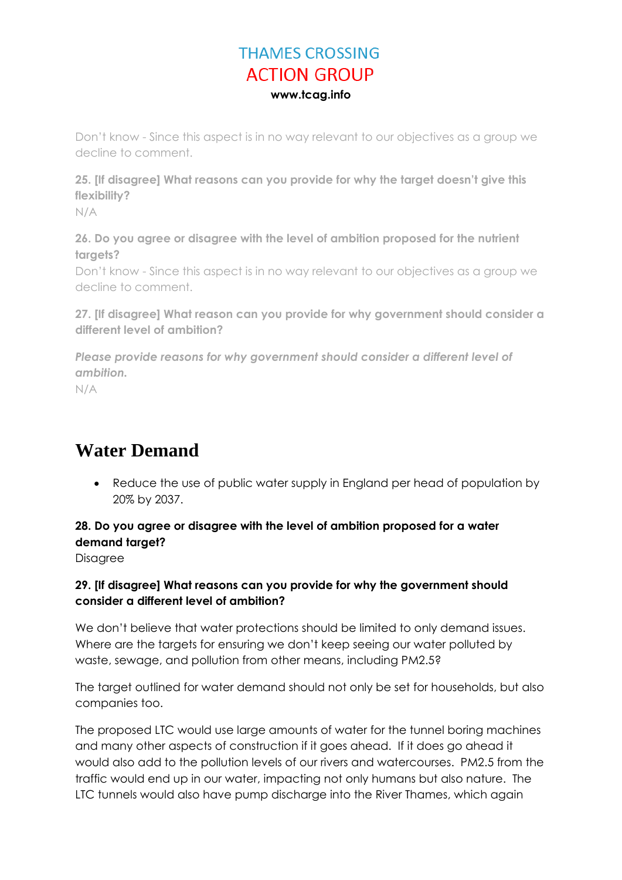Don't know - Since this aspect is in no way relevant to our objectives as a group we decline to comment.

**25. [If disagree] What reasons can you provide for why the target doesn't give this flexibility?**
N/A

**26. Do you agree or disagree with the level of ambition proposed for the nutrient targets?**
Don't know - Since this aspect is in no way relevant to our objectives as a group we decline to comment.

**27. [If disagree] What reason can you provide for why government should consider a different level of ambition?**

***Please provide reasons for why government should consider a different level of ambition.***
N/A

# Water Demand

- Reduce the use of public water supply in England per head of population by 20% by 2037.

**28. Do you agree or disagree with the level of ambition proposed for a water demand target?**
Disagree

**29. [If disagree] What reasons can you provide for why the government should consider a different level of ambition?**

We don't believe that water protections should be limited to only demand issues. Where are the targets for ensuring we don't keep seeing our water polluted by waste, sewage, and pollution from other means, including PM2.5?

The target outlined for water demand should not only be set for households, but also companies too.

The proposed LTC would use large amounts of water for the tunnel boring machines and many other aspects of construction if it goes ahead. If it does go ahead it would also add to the pollution levels of our rivers and watercourses. PM2.5 from the traffic would end up in our water, impacting not only humans but also nature. The LTC tunnels would also have pump discharge into the River Thames, which again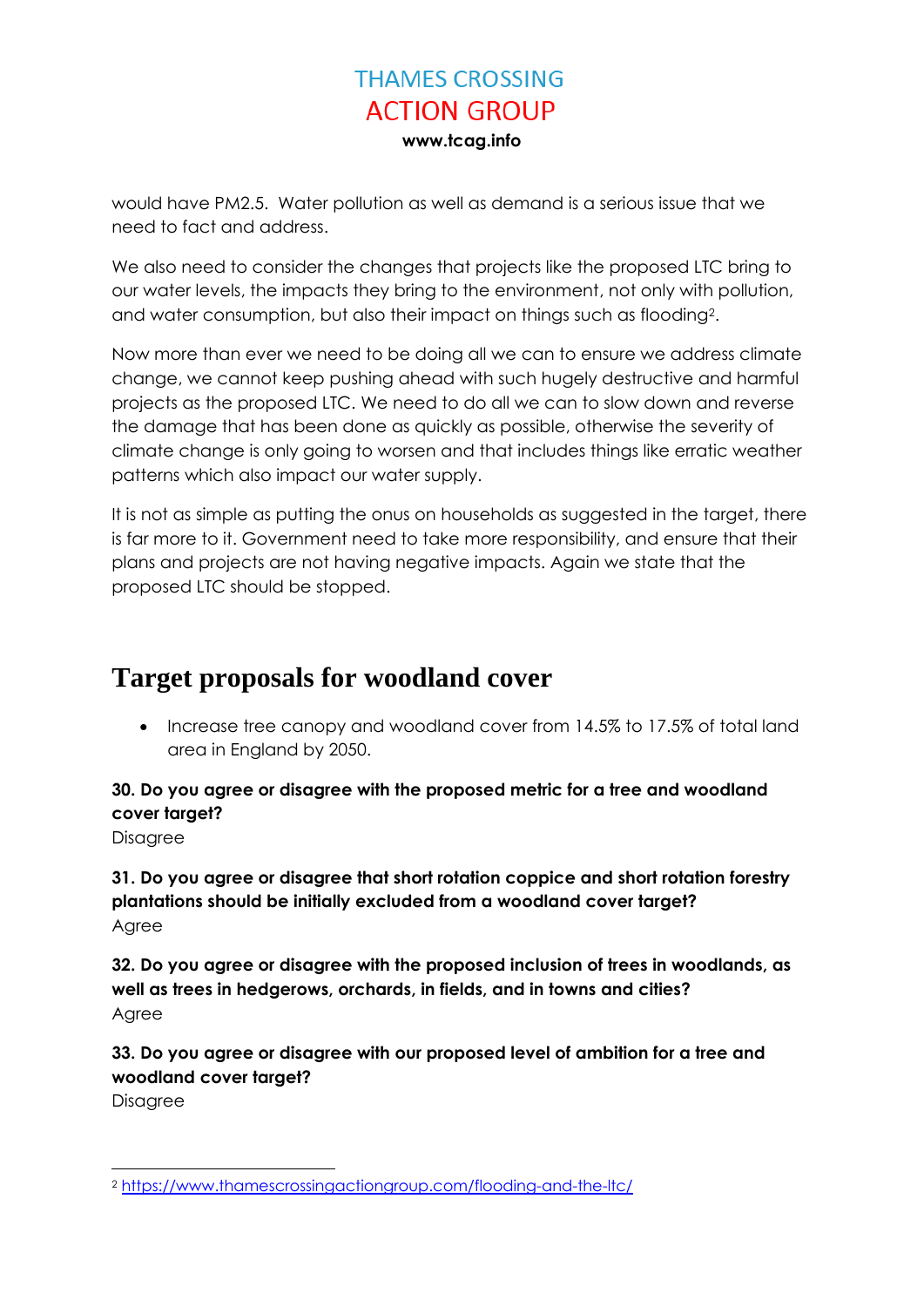would have PM2.5. Water pollution as well as demand is a serious issue that we need to fact and address.

We also need to consider the changes that projects like the proposed LTC bring to our water levels, the impacts they bring to the environment, not only with pollution, and water consumption, but also their impact on things such as flooding[2].

Now more than ever we need to be doing all we can to ensure we address climate change, we cannot keep pushing ahead with such hugely destructive and harmful projects as the proposed LTC. We need to do all we can to slow down and reverse the damage that has been done as quickly as possible, otherwise the severity of climate change is only going to worsen and that includes things like erratic weather patterns which also impact our water supply.

It is not as simple as putting the onus on households as suggested in the target, there is far more to it. Government need to take more responsibility, and ensure that their plans and projects are not having negative impacts. Again we state that the proposed LTC should be stopped.

## Target proposals for woodland cover

- Increase tree canopy and woodland cover from 14.5% to 17.5% of total land area in England by 2050.

**30. Do you agree or disagree with the proposed metric for a tree and woodland cover target?**
Disagree

**31. Do you agree or disagree that short rotation coppice and short rotation forestry plantations should be initially excluded from a woodland cover target?**
Agree

**32. Do you agree or disagree with the proposed inclusion of trees in woodlands, as well as trees in hedgerows, orchards, in fields, and in towns and cities?**
Agree

**33. Do you agree or disagree with our proposed level of ambition for a tree and woodland cover target?**
Disagree

---

[2] https://www.thamescrossingactiongroup.com/flooding-and-the-ltc/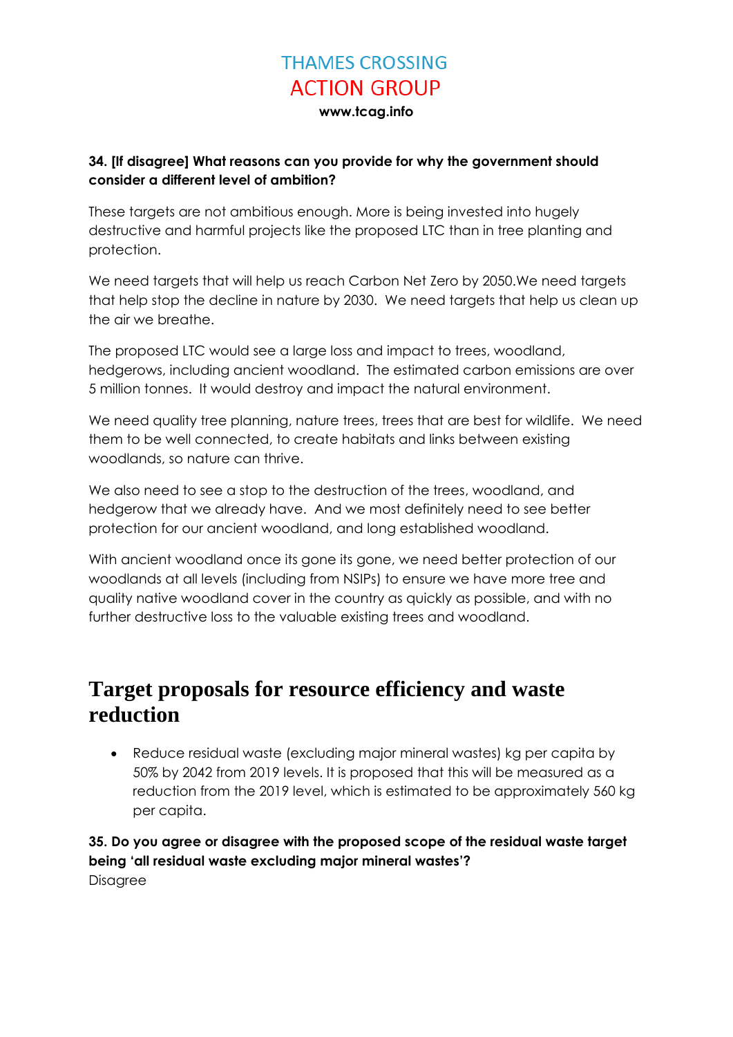**34. [If disagree] What reasons can you provide for why the government should consider a different level of ambition?**

These targets are not ambitious enough. More is being invested into hugely destructive and harmful projects like the proposed LTC than in tree planting and protection.

We need targets that will help us reach Carbon Net Zero by 2050.We need targets that help stop the decline in nature by 2030. We need targets that help us clean up the air we breathe.

The proposed LTC would see a large loss and impact to trees, woodland, hedgerows, including ancient woodland. The estimated carbon emissions are over 5 million tonnes. It would destroy and impact the natural environment.

We need quality tree planning, nature trees, trees that are best for wildlife. We need them to be well connected, to create habitats and links between existing woodlands, so nature can thrive.

We also need to see a stop to the destruction of the trees, woodland, and hedgerow that we already have. And we most definitely need to see better protection for our ancient woodland, and long established woodland.

With ancient woodland once its gone its gone, we need better protection of our woodlands at all levels (including from NSIPs) to ensure we have more tree and quality native woodland cover in the country as quickly as possible, and with no further destructive loss to the valuable existing trees and woodland.

## Target proposals for resource efficiency and waste reduction

- Reduce residual waste (excluding major mineral wastes) kg per capita by 50% by 2042 from 2019 levels. It is proposed that this will be measured as a reduction from the 2019 level, which is estimated to be approximately 560 kg per capita.

**35. Do you agree or disagree with the proposed scope of the residual waste target being 'all residual waste excluding major mineral wastes'?**
Disagree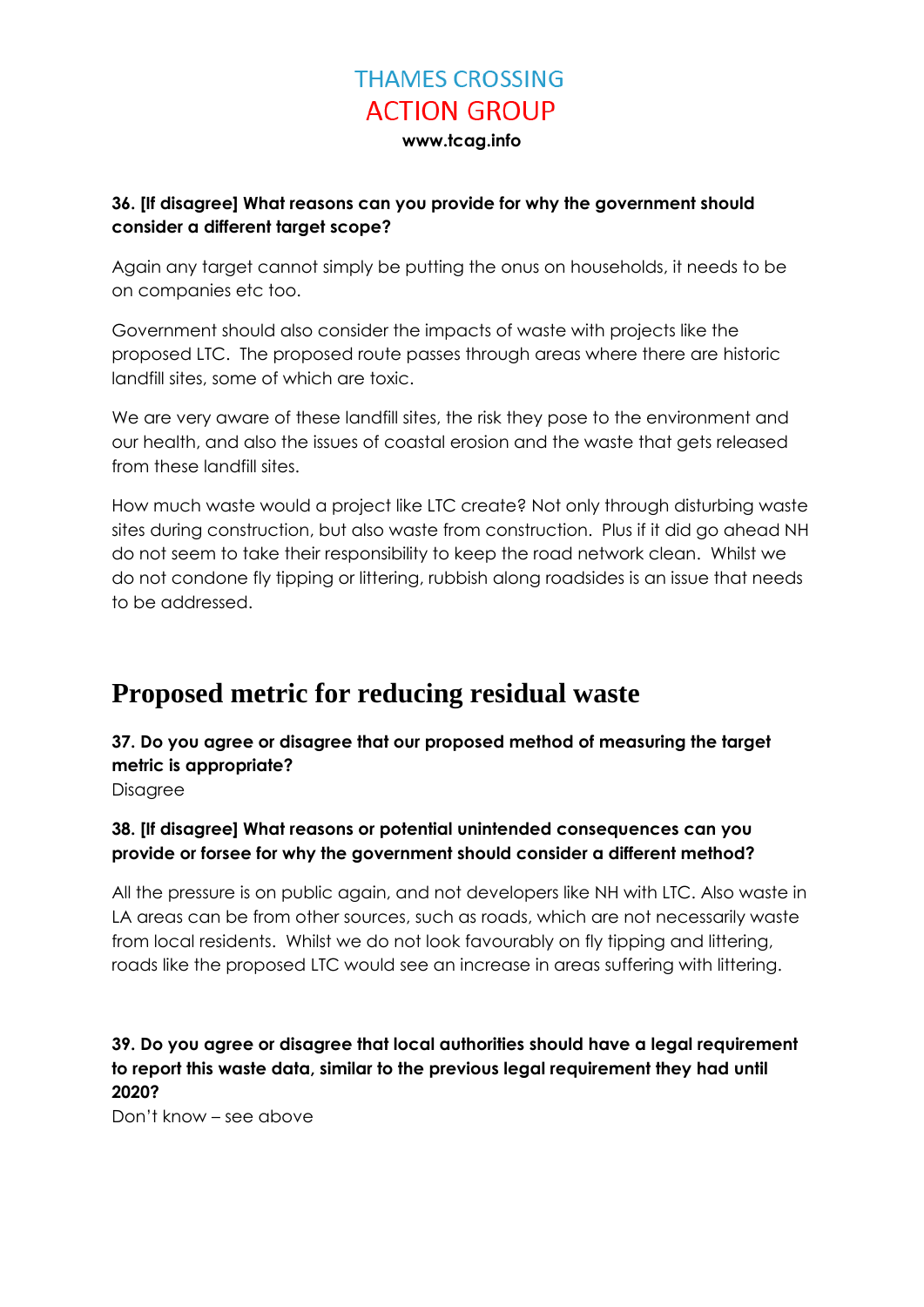**36. [If disagree] What reasons can you provide for why the government should consider a different target scope?**

Again any target cannot simply be putting the onus on households, it needs to be on companies etc too.

Government should also consider the impacts of waste with projects like the proposed LTC. The proposed route passes through areas where there are historic landfill sites, some of which are toxic.

We are very aware of these landfill sites, the risk they pose to the environment and our health, and also the issues of coastal erosion and the waste that gets released from these landfill sites.

How much waste would a project like LTC create? Not only through disturbing waste sites during construction, but also waste from construction. Plus if it did go ahead NH do not seem to take their responsibility to keep the road network clean. Whilst we do not condone fly tipping or littering, rubbish along roadsides is an issue that needs to be addressed.

# Proposed metric for reducing residual waste

**37. Do you agree or disagree that our proposed method of measuring the target metric is appropriate?**

Disagree

**38. [If disagree] What reasons or potential unintended consequences can you provide or forsee for why the government should consider a different method?**

All the pressure is on public again, and not developers like NH with LTC. Also waste in LA areas can be from other sources, such as roads, which are not necessarily waste from local residents. Whilst we do not look favourably on fly tipping and littering, roads like the proposed LTC would see an increase in areas suffering with littering.

**39. Do you agree or disagree that local authorities should have a legal requirement to report this waste data, similar to the previous legal requirement they had until 2020?**

Don't know – see above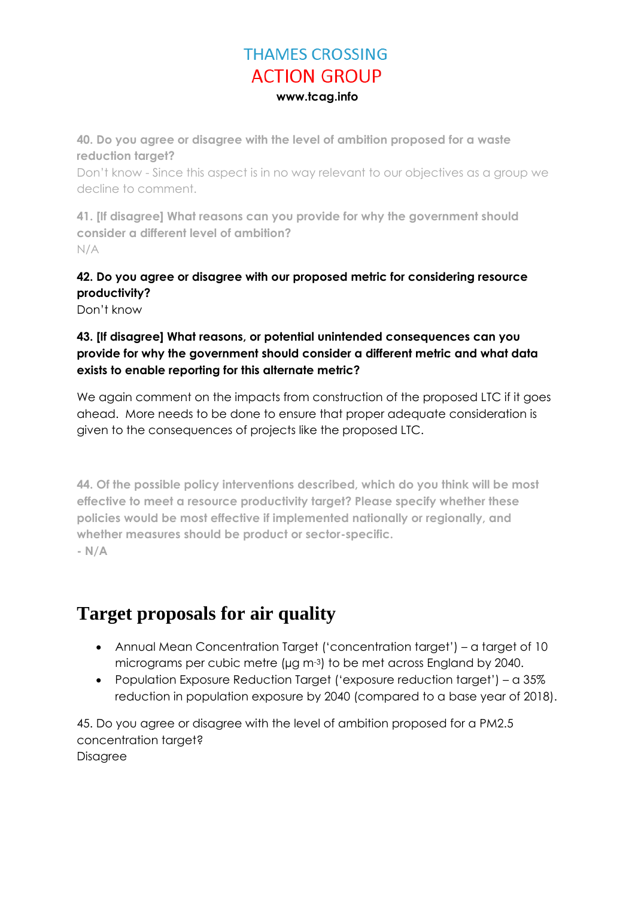**40. Do you agree or disagree with the level of ambition proposed for a waste reduction target?**
Don't know - Since this aspect is in no way relevant to our objectives as a group we decline to comment.

**41. [If disagree] What reasons can you provide for why the government should consider a different level of ambition?**
N/A

**42. Do you agree or disagree with our proposed metric for considering resource productivity?**
Don't know

**43. [If disagree] What reasons, or potential unintended consequences can you provide for why the government should consider a different metric and what data exists to enable reporting for this alternate metric?**

We again comment on the impacts from construction of the proposed LTC if it goes ahead. More needs to be done to ensure that proper adequate consideration is given to the consequences of projects like the proposed LTC.

**44. Of the possible policy interventions described, which do you think will be most effective to meet a resource productivity target? Please specify whether these policies would be most effective if implemented nationally or regionally, and whether measures should be product or sector-specific.**
**- N/A**

# Target proposals for air quality

- Annual Mean Concentration Target ('concentration target') – a target of 10 micrograms per cubic metre (μg $m^{-3}$) to be met across England by 2040.
- Population Exposure Reduction Target ('exposure reduction target') – a 35% reduction in population exposure by 2040 (compared to a base year of 2018).

45. Do you agree or disagree with the level of ambition proposed for a PM2.5 concentration target?
Disagree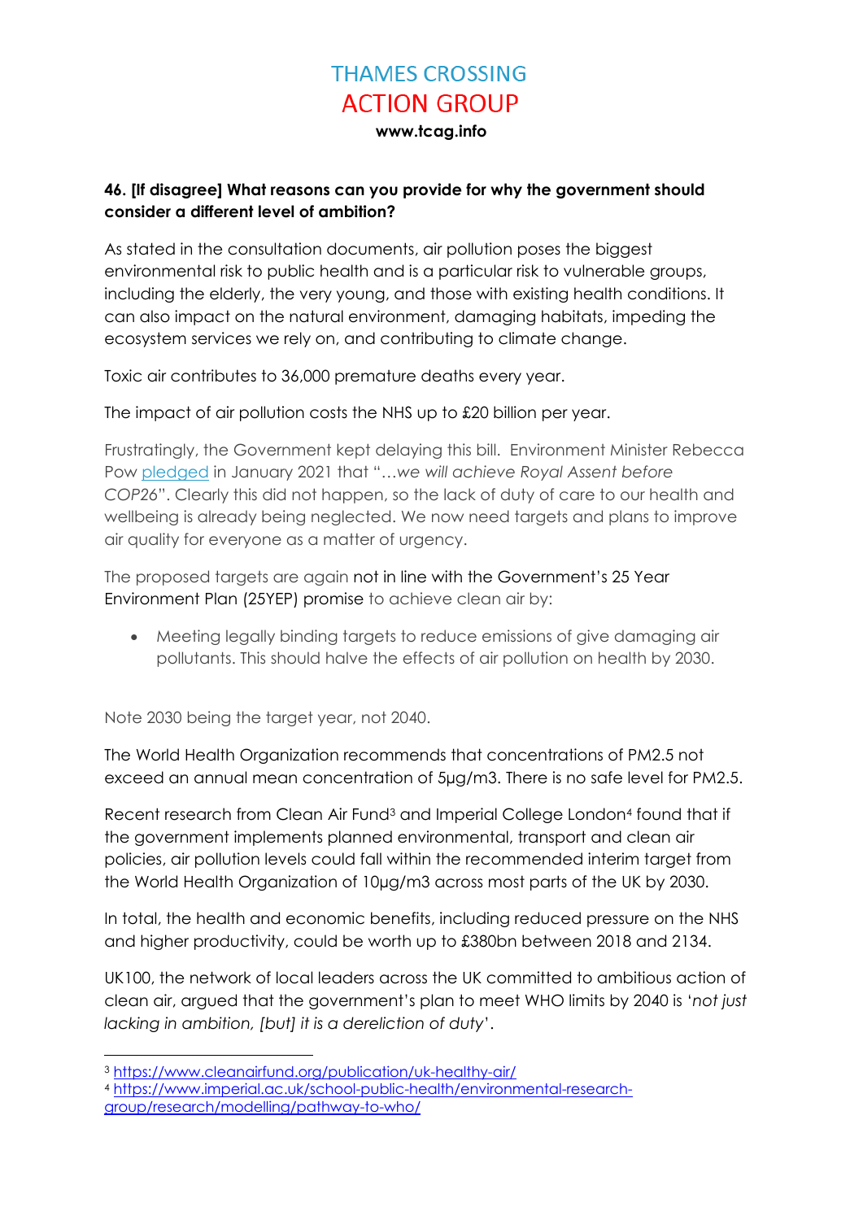**46. [If disagree] What reasons can you provide for why the government should consider a different level of ambition?**

As stated in the consultation documents, air pollution poses the biggest environmental risk to public health and is a particular risk to vulnerable groups, including the elderly, the very young, and those with existing health conditions. It can also impact on the natural environment, damaging habitats, impeding the ecosystem services we rely on, and contributing to climate change.

Toxic air contributes to 36,000 premature deaths every year.

The impact of air pollution costs the NHS up to £20 billion per year.

Frustratingly, the Government kept delaying this bill. Environment Minister Rebecca Pow pledged in January 2021 that "…*we will achieve Royal Assent before COP26*". Clearly this did not happen, so the lack of duty of care to our health and wellbeing is already being neglected. We now need targets and plans to improve air quality for everyone as a matter of urgency.

The proposed targets are again not in line with the Government's 25 Year Environment Plan (25YEP) promise to achieve clean air by:

- Meeting legally binding targets to reduce emissions of give damaging air pollutants. This should halve the effects of air pollution on health by 2030.

Note 2030 being the target year, not 2040.

The World Health Organization recommends that concentrations of PM2.5 not exceed an annual mean concentration of 5µg/m3. There is no safe level for PM2.5.

Recent research from Clean Air Fund[3] and Imperial College London[4] found that if the government implements planned environmental, transport and clean air policies, air pollution levels could fall within the recommended interim target from the World Health Organization of 10µg/m3 across most parts of the UK by 2030.

In total, the health and economic benefits, including reduced pressure on the NHS and higher productivity, could be worth up to £380bn between 2018 and 2134.

UK100, the network of local leaders across the UK committed to ambitious action of clean air, argued that the government's plan to meet WHO limits by 2040 is '*not just lacking in ambition, [but] it is a dereliction of duty*'.

---

[3] https://www.cleanairfund.org/publication/uk-healthy-air/

[4] https://www.imperial.ac.uk/school-public-health/environmental-research-group/research/modelling/pathway-to-who/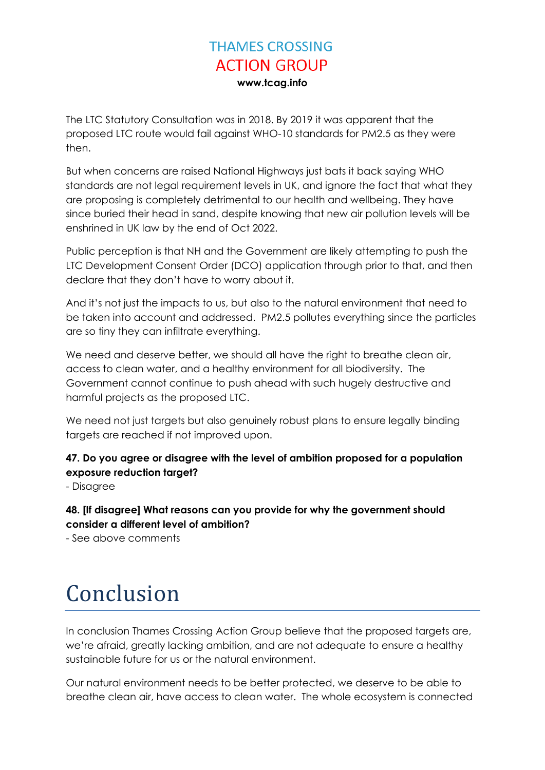The LTC Statutory Consultation was in 2018. By 2019 it was apparent that the proposed LTC route would fail against WHO-10 standards for PM2.5 as they were then.

But when concerns are raised National Highways just bats it back saying WHO standards are not legal requirement levels in UK, and ignore the fact that what they are proposing is completely detrimental to our health and wellbeing. They have since buried their head in sand, despite knowing that new air pollution levels will be enshrined in UK law by the end of Oct 2022.

Public perception is that NH and the Government are likely attempting to push the LTC Development Consent Order (DCO) application through prior to that, and then declare that they don't have to worry about it.

And it's not just the impacts to us, but also to the natural environment that need to be taken into account and addressed. PM2.5 pollutes everything since the particles are so tiny they can infiltrate everything.

We need and deserve better, we should all have the right to breathe clean air, access to clean water, and a healthy environment for all biodiversity. The Government cannot continue to push ahead with such hugely destructive and harmful projects as the proposed LTC.

We need not just targets but also genuinely robust plans to ensure legally binding targets are reached if not improved upon.

**47. Do you agree or disagree with the level of ambition proposed for a population exposure reduction target?**

- Disagree

**48. [If disagree] What reasons can you provide for why the government should consider a different level of ambition?**

- See above comments

# Conclusion

In conclusion Thames Crossing Action Group believe that the proposed targets are, we're afraid, greatly lacking ambition, and are not adequate to ensure a healthy sustainable future for us or the natural environment.

Our natural environment needs to be better protected, we deserve to be able to breathe clean air, have access to clean water. The whole ecosystem is connected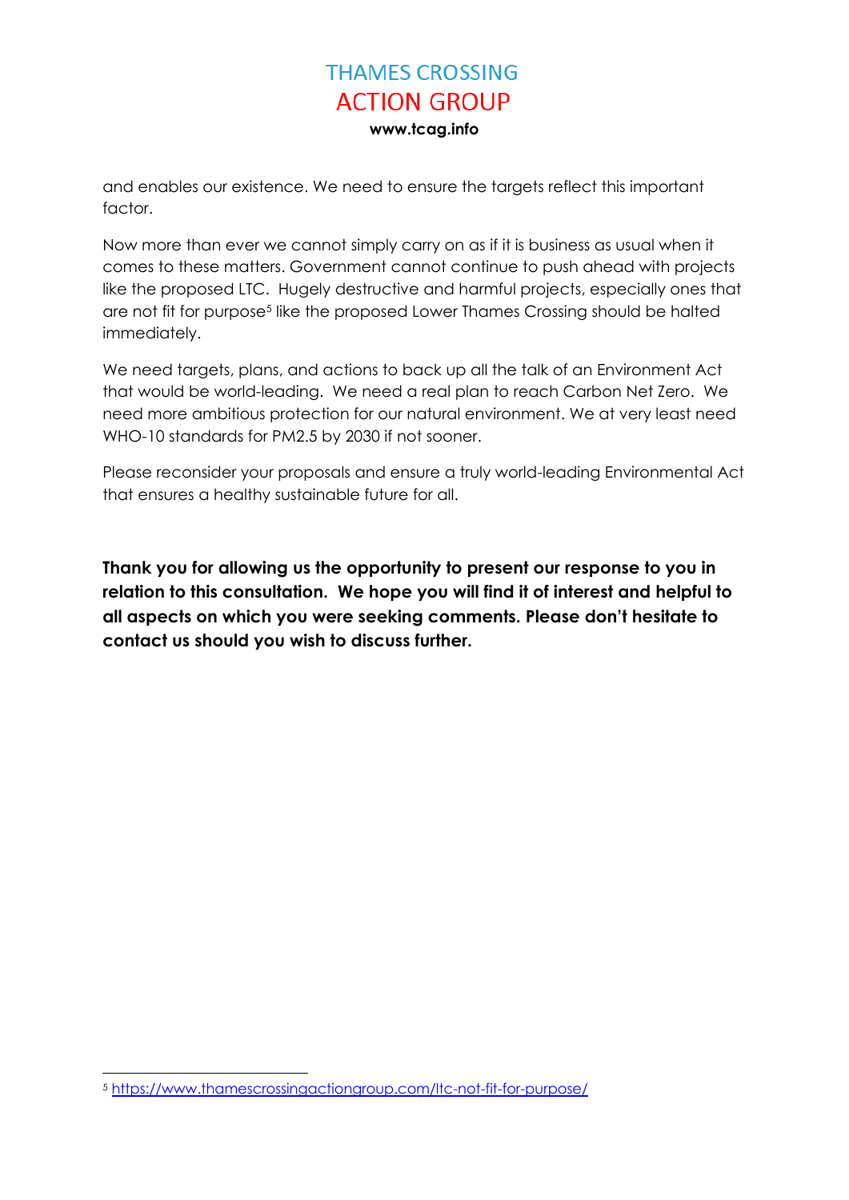and enables our existence. We need to ensure the targets reflect this important factor.

Now more than ever we cannot simply carry on as if it is business as usual when it comes to these matters. Government cannot continue to push ahead with projects like the proposed LTC. Hugely destructive and harmful projects, especially ones that are not fit for purpose[5] like the proposed Lower Thames Crossing should be halted immediately.

We need targets, plans, and actions to back up all the talk of an Environment Act that would be world-leading. We need a real plan to reach Carbon Net Zero. We need more ambitious protection for our natural environment. We at very least need WHO-10 standards for PM2.5 by 2030 if not sooner.

Please reconsider your proposals and ensure a truly world-leading Environmental Act that ensures a healthy sustainable future for all.

**Thank you for allowing us the opportunity to present our response to you in relation to this consultation. We hope you will find it of interest and helpful to all aspects on which you were seeking comments. Please don't hesitate to contact us should you wish to discuss further.**

[5] https://www.thamescrossingactiongroup.com/ltc-not-fit-for-purpose/